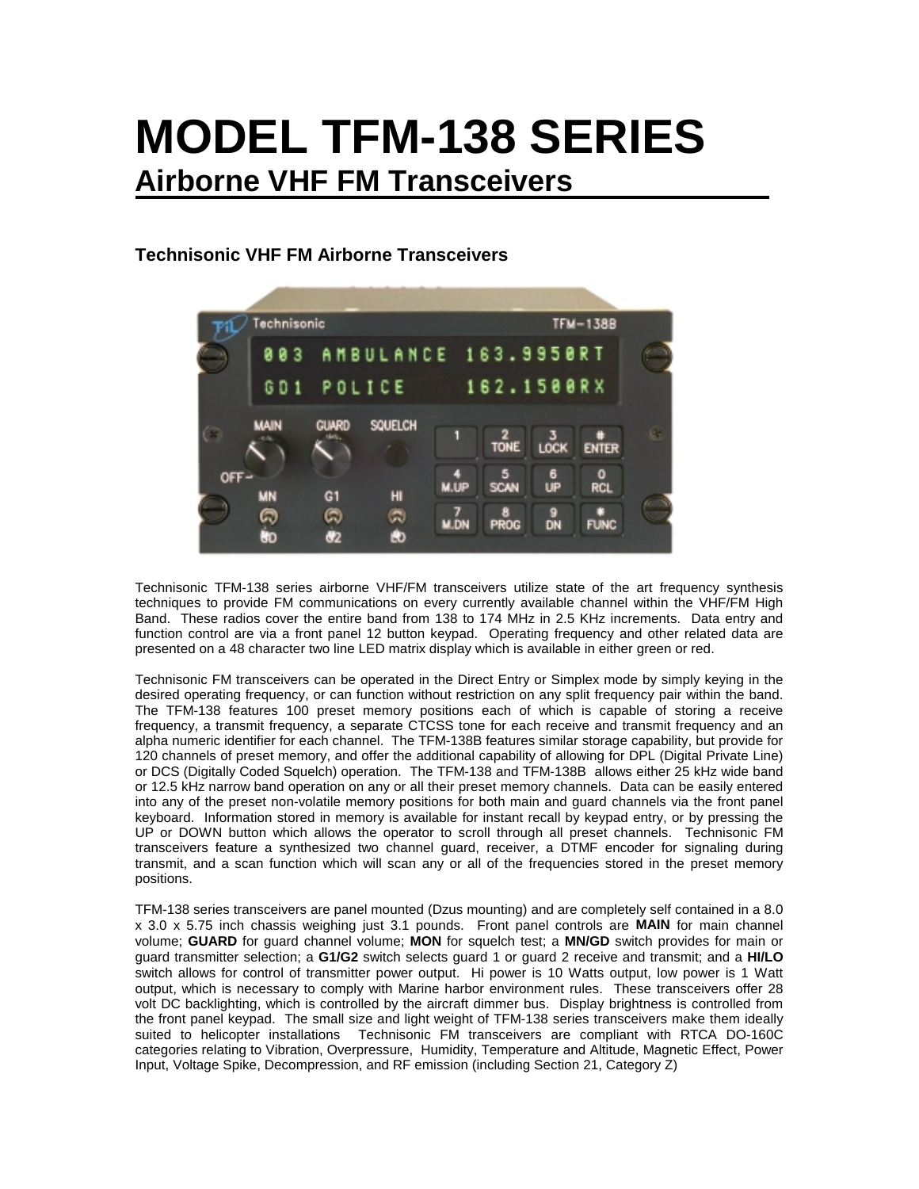# MODEL TFM-138 SERIES

## Airborne VHF FM Transceivers

### Technisonic VHF FM Airborne Transceivers

Technisonic TFM-138 series airborne VHF/FM transceivers utilize state of the art frequency synthesis techniques to provide FM communications on every currently available channel within the VHF/FM High Band. These radios cover the entire band from 138 to 174 MHz in 2.5 KHz increments. Data entry and function control are via a front panel 12 button keypad. Operating frequency and other related data are presented on a 48 character two line LED matrix display which is available in either green or red.

Technisonic FM transceivers can be operated in the Direct Entry or Simplex mode by simply keying in the desired operating frequency, or can function without restriction on any split frequency pair within the band. The TFM-138 features 100 preset memory positions each of which is capable of storing a receive frequency, a transmit frequency, a separate CTCSS tone for each receive and transmit frequency and an alpha numeric identifier for each channel. The TFM-138B features similar storage capability, but provide for 120 channels of preset memory, and offer the additional capability of allowing for DPL (Digital Private Line) or DCS (Digitally Coded Squelch) operation. The TFM-138 and TFM-138B allows either 25 kHz wide band or 12.5 kHz narrow band operation on any or all their preset memory channels. Data can be easily entered into any of the preset non-volatile memory positions for both main and guard channels via the front panel keyboard. Information stored in memory is available for instant recall by keypad entry, or by pressing the UP or DOWN button which allows the operator to scroll through all preset channels. Technisonic FM transceivers feature a synthesized two channel guard, receiver, a DTMF encoder for signaling during transmit, and a scan function which will scan any or all of the frequencies stored in the preset memory positions.

TFM-138 series transceivers are panel mounted (Dzus mounting) and are completely self contained in a 8.0 x 3.0 x 5.75 inch chassis weighing just 3.1 pounds. Front panel controls are **MAIN** for main channel volume; **GUARD** for guard channel volume; **MON** for squelch test; a **MN/GD** switch provides for main or guard transmitter selection; a **G1/G2** switch selects guard 1 or guard 2 receive and transmit; and a **HI/LO** switch allows for control of transmitter power output. Hi power is 10 Watts output, low power is 1 Watt output, which is necessary to comply with Marine harbor environment rules. These transceivers offer 28 volt DC backlighting, which is controlled by the aircraft dimmer bus. Display brightness is controlled from the front panel keypad. The small size and light weight of TFM-138 series transceivers make them ideally suited to helicopter installations Technisonic FM transceivers are compliant with RTCA DO-160C categories relating to Vibration, Overpressure, Humidity, Temperature and Altitude, Magnetic Effect, Power Input, Voltage Spike, Decompression, and RF emission (including Section 21, Category Z)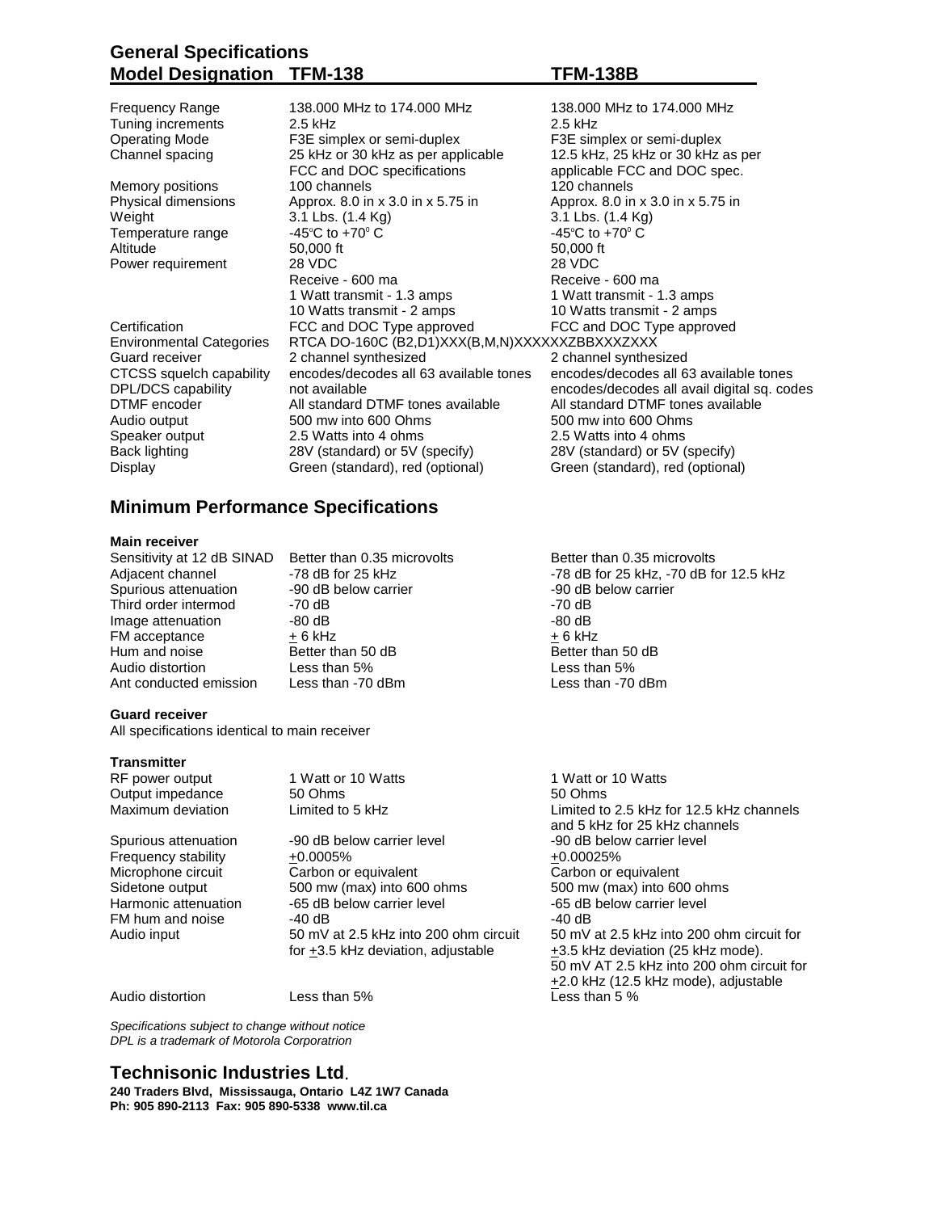## General Specifications

| Model Designation | TFM-138 | TFM-138B |
| --- | --- | --- |
| Frequency Range | 138.000 MHz to 174.000 MHz | 138.000 MHz to 174.000 MHz |
| Tuning increments | 2.5 kHz | 2.5 kHz |
| Operating Mode | F3E simplex or semi-duplex | F3E simplex or semi-duplex |
| Channel spacing | 25 kHz or 30 kHz as per applicable FCC and DOC specifications | 12.5 kHz, 25 kHz or 30 kHz as per applicable FCC and DOC spec. |
| Memory positions | 100 channels | 120 channels |
| Physical dimensions | Approx. 8.0 in x 3.0 in x 5.75 in | Approx. 8.0 in x 3.0 in x 5.75 in |
| Weight | 3.1 Lbs. (1.4 Kg) | 3.1 Lbs. (1.4 Kg) |
| Temperature range | -45°C to +70° C | -45°C to +70° C |
| Altitude | 50,000 ft | 50,000 ft |
| Power requirement | 28 VDC<br>Receive - 600 ma<br>1 Watt transmit - 1.3 amps<br>10 Watts transmit - 2 amps | 28 VDC<br>Receive - 600 ma<br>1 Watt transmit - 1.3 amps<br>10 Watts transmit - 2 amps |
| Certification | FCC and DOC Type approved | FCC and DOC Type approved |
| Environmental Categories | RTCA DO-160C (B2,D1)XXX(B,M,N)XXXXXXZBBXXXZXXX | |
| Guard receiver | 2 channel synthesized | 2 channel synthesized |
| CTCSS squelch capability | encodes/decodes all 63 available tones | encodes/decodes all 63 available tones |
| DPL/DCS capability | not available | encodes/decodes all avail digital sq. codes |
| DTMF encoder | All standard DTMF tones available | All standard DTMF tones available |
| Audio output | 500 mw into 600 Ohms | 500 mw into 600 Ohms |
| Speaker output | 2.5 Watts into 4 ohms | 2.5 Watts into 4 ohms |
| Back lighting | 28V (standard) or 5V (specify) | 28V (standard) or 5V (specify) |
| Display | Green (standard), red (optional) | Green (standard), red (optional) |

## Minimum Performance Specifications

**Main receiver**

| | | |
| --- | --- | --- |
| Sensitivity at 12 dB SINAD | Better than 0.35 microvolts | Better than 0.35 microvolts |
| Adjacent channel | -78 dB for 25 kHz | -78 dB for 25 kHz, -70 dB for 12.5 kHz |
| Spurious attenuation | -90 dB below carrier | -90 dB below carrier |
| Third order intermod | -70 dB | -70 dB |
| Image attenuation | -80 dB | -80 dB |
| FM acceptance | ± 6 kHz | ± 6 kHz |
| Hum and noise | Better than 50 dB | Better than 50 dB |
| Audio distortion | Less than 5% | Less than 5% |
| Ant conducted emission | Less than -70 dBm | Less than -70 dBm |

**Guard receiver**

All specifications identical to main receiver

**Transmitter**

| | | |
| --- | --- | --- |
| RF power output | 1 Watt or 10 Watts | 1 Watt or 10 Watts |
| Output impedance | 50 Ohms | 50 Ohms |
| Maximum deviation | Limited to 5 kHz | Limited to 2.5 kHz for 12.5 kHz channels and 5 kHz for 25 kHz channels |
| Spurious attenuation | -90 dB below carrier level | -90 dB below carrier level |
| Frequency stability | ±0.0005% | ±0.00025% |
| Microphone circuit | Carbon or equivalent | Carbon or equivalent |
| Sidetone output | 500 mw (max) into 600 ohms | 500 mw (max) into 600 ohms |
| Harmonic attenuation | -65 dB below carrier level | -65 dB below carrier level |
| FM hum and noise | -40 dB | -40 dB |
| Audio input | 50 mV at 2.5 kHz into 200 ohm circuit for ±3.5 kHz deviation, adjustable | 50 mV at 2.5 kHz into 200 ohm circuit for ±3.5 kHz deviation (25 kHz mode). 50 mV AT 2.5 kHz into 200 ohm circuit for ±2.0 kHz (12.5 kHz mode), adjustable |
| Audio distortion | Less than 5% | Less than 5 % |

*Specifications subject to change without notice*
*DPL is a trademark of Motorola Corporatrion*

## Technisonic Industries Ltd.

**240 Traders Blvd, Mississauga, Ontario L4Z 1W7 Canada**
**Ph: 905 890-2113 Fax: 905 890-5338 www.til.ca**